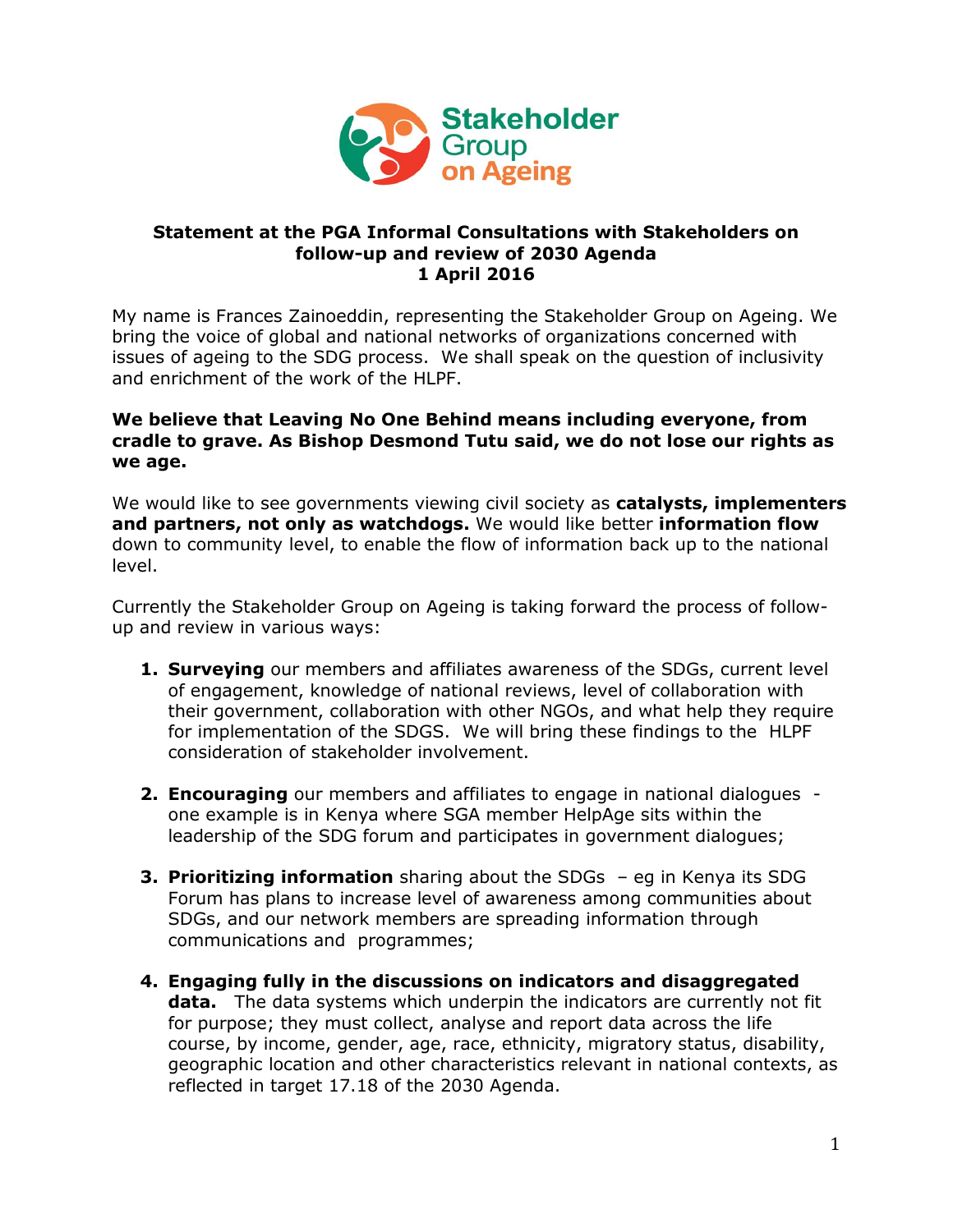Stakeholder Group on Ageing

**Statement at the PGA Informal Consultations with Stakeholders on follow-up and review of 2030 Agenda**
**1 April 2016**

My name is Frances Zainoeddin, representing the Stakeholder Group on Ageing. We bring the voice of global and national networks of organizations concerned with issues of ageing to the SDG process. We shall speak on the question of inclusivity and enrichment of the work of the HLPF.

**We believe that Leaving No One Behind means including everyone, from cradle to grave. As Bishop Desmond Tutu said, we do not lose our rights as we age.**

We would like to see governments viewing civil society as **catalysts, implementers and partners, not only as watchdogs.** We would like better **information flow** down to community level, to enable the flow of information back up to the national level.

Currently the Stakeholder Group on Ageing is taking forward the process of follow-up and review in various ways:

1. **Surveying** our members and affiliates awareness of the SDGs, current level of engagement, knowledge of national reviews, level of collaboration with their government, collaboration with other NGOs, and what help they require for implementation of the SDGS. We will bring these findings to the HLPF consideration of stakeholder involvement.

2. **Encouraging** our members and affiliates to engage in national dialogues - one example is in Kenya where SGA member HelpAge sits within the leadership of the SDG forum and participates in government dialogues;

3. **Prioritizing information** sharing about the SDGs – eg in Kenya its SDG Forum has plans to increase level of awareness among communities about SDGs, and our network members are spreading information through communications and programmes;

4. **Engaging fully in the discussions on indicators and disaggregated data.** The data systems which underpin the indicators are currently not fit for purpose; they must collect, analyse and report data across the life course, by income, gender, age, race, ethnicity, migratory status, disability, geographic location and other characteristics relevant in national contexts, as reflected in target 17.18 of the 2030 Agenda.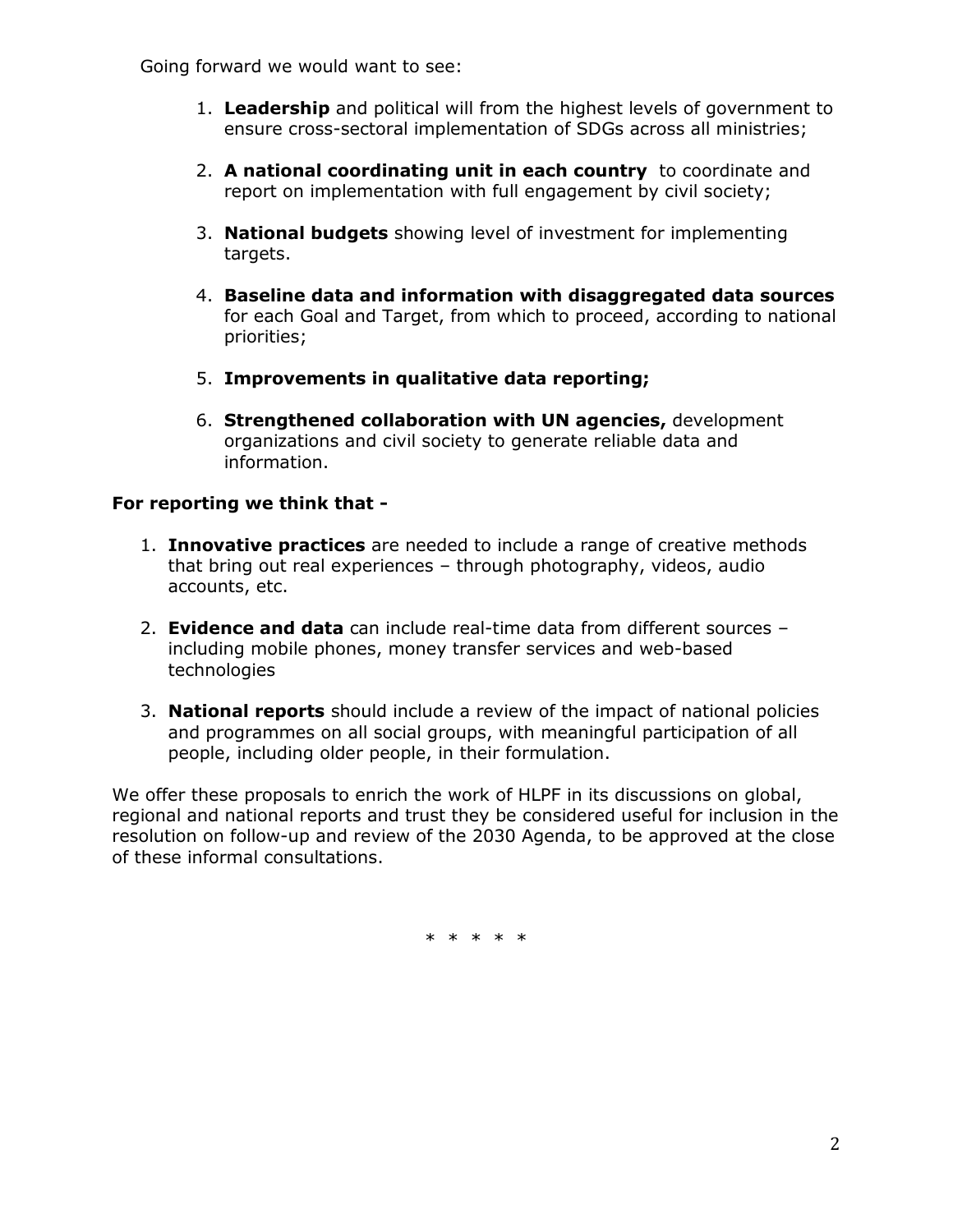Going forward we would want to see:

1. **Leadership** and political will from the highest levels of government to ensure cross-sectoral implementation of SDGs across all ministries;

2. **A national coordinating unit in each country** to coordinate and report on implementation with full engagement by civil society;

3. **National budgets** showing level of investment for implementing targets.

4. **Baseline data and information with disaggregated data sources** for each Goal and Target, from which to proceed, according to national priorities;

5. **Improvements in qualitative data reporting;**

6. **Strengthened collaboration with UN agencies,** development organizations and civil society to generate reliable data and information.

**For reporting we think that -**

1. **Innovative practices** are needed to include a range of creative methods that bring out real experiences – through photography, videos, audio accounts, etc.

2. **Evidence and data** can include real-time data from different sources – including mobile phones, money transfer services and web-based technologies

3. **National reports** should include a review of the impact of national policies and programmes on all social groups, with meaningful participation of all people, including older people, in their formulation.

We offer these proposals to enrich the work of HLPF in its discussions on global, regional and national reports and trust they be considered useful for inclusion in the resolution on follow-up and review of the 2030 Agenda, to be approved at the close of these informal consultations.

\* \* \* \* \*